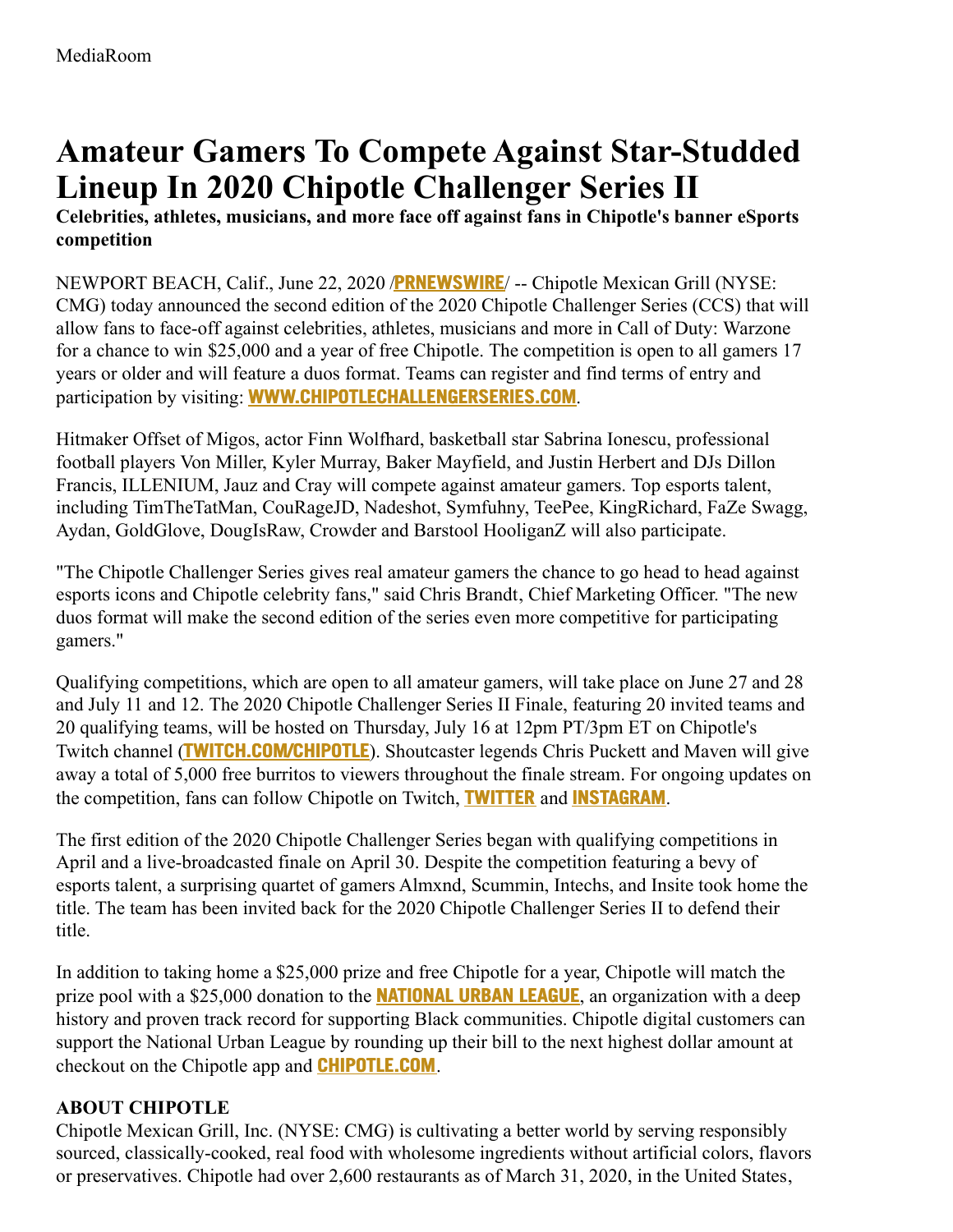MediaRoom

# Amateur Gamers To Compete Against Star-Studded Lineup In 2020 Chipotle Challenger Series II

**Celebrities, athletes, musicians, and more face off against fans in Chipotle's banner eSports competition**

NEWPORT BEACH, Calif., June 22, 2020 /**PRNEWSWIRE**/ -- Chipotle Mexican Grill (NYSE: CMG) today announced the second edition of the 2020 Chipotle Challenger Series (CCS) that will allow fans to face-off against celebrities, athletes, musicians and more in Call of Duty: Warzone for a chance to win $25,000 and a year of free Chipotle. The competition is open to all gamers 17 years or older and will feature a duos format. Teams can register and find terms of entry and participation by visiting: **WWW.CHIPOTLECHALLENGERSERIES.COM**.

Hitmaker Offset of Migos, actor Finn Wolfhard, basketball star Sabrina Ionescu, professional football players Von Miller, Kyler Murray, Baker Mayfield, and Justin Herbert and DJs Dillon Francis, ILLENIUM, Jauz and Cray will compete against amateur gamers. Top esports talent, including TimTheTatMan, CouRageJD, Nadeshot, Symfuhny, TeePee, KingRichard, FaZe Swagg, Aydan, GoldGlove, DougIsRaw, Crowder and Barstool HooliganZ will also participate.

"The Chipotle Challenger Series gives real amateur gamers the chance to go head to head against esports icons and Chipotle celebrity fans," said Chris Brandt, Chief Marketing Officer. "The new duos format will make the second edition of the series even more competitive for participating gamers."

Qualifying competitions, which are open to all amateur gamers, will take place on June 27 and 28 and July 11 and 12. The 2020 Chipotle Challenger Series II Finale, featuring 20 invited teams and 20 qualifying teams, will be hosted on Thursday, July 16 at 12pm PT/3pm ET on Chipotle's Twitch channel (**TWITCH.COM/CHIPOTLE**). Shoutcaster legends Chris Puckett and Maven will give away a total of 5,000 free burritos to viewers throughout the finale stream. For ongoing updates on the competition, fans can follow Chipotle on Twitch, **TWITTER** and **INSTAGRAM**.

The first edition of the 2020 Chipotle Challenger Series began with qualifying competitions in April and a live-broadcasted finale on April 30. Despite the competition featuring a bevy of esports talent, a surprising quartet of gamers Almxnd, Scummin, Intechs, and Insite took home the title. The team has been invited back for the 2020 Chipotle Challenger Series II to defend their title.

In addition to taking home a $25,000 prize and free Chipotle for a year, Chipotle will match the prize pool with a $25,000 donation to the **NATIONAL URBAN LEAGUE**, an organization with a deep history and proven track record for supporting Black communities. Chipotle digital customers can support the National Urban League by rounding up their bill to the next highest dollar amount at checkout on the Chipotle app and **CHIPOTLE.COM**.

**ABOUT CHIPOTLE**

Chipotle Mexican Grill, Inc. (NYSE: CMG) is cultivating a better world by serving responsibly sourced, classically-cooked, real food with wholesome ingredients without artificial colors, flavors or preservatives. Chipotle had over 2,600 restaurants as of March 31, 2020, in the United States,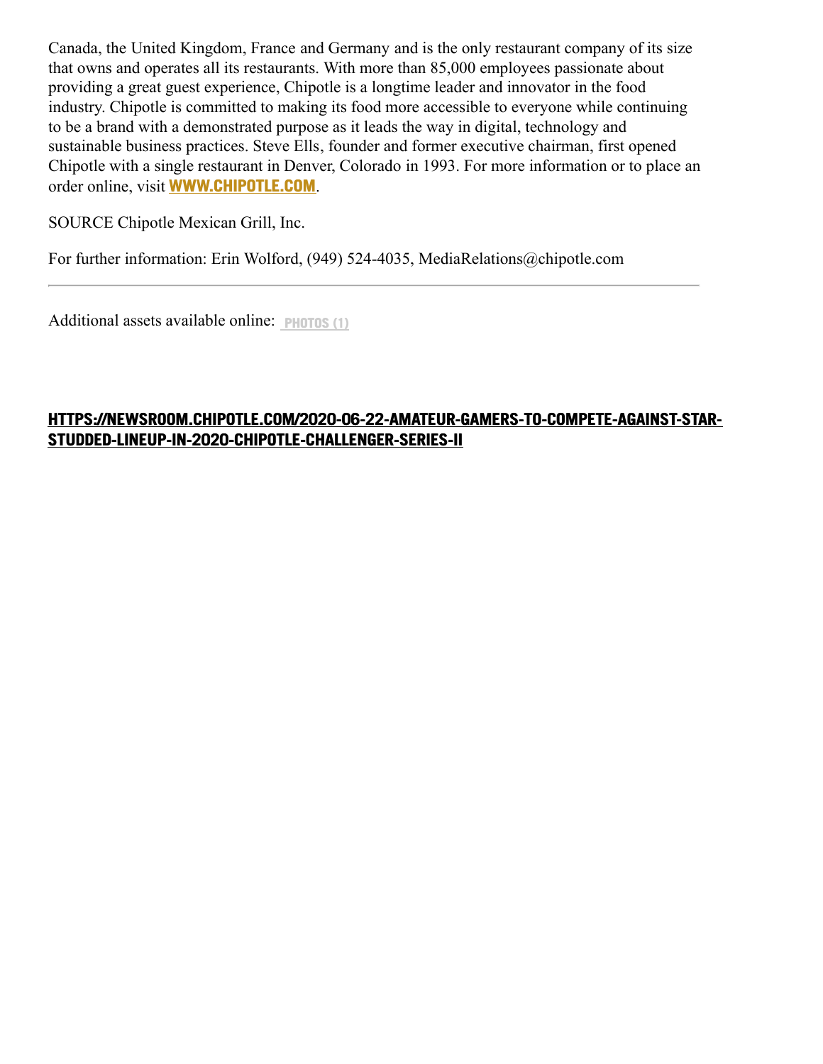Canada, the United Kingdom, France and Germany and is the only restaurant company of its size that owns and operates all its restaurants. With more than 85,000 employees passionate about providing a great guest experience, Chipotle is a longtime leader and innovator in the food industry. Chipotle is committed to making its food more accessible to everyone while continuing to be a brand with a demonstrated purpose as it leads the way in digital, technology and sustainable business practices. Steve Ells, founder and former executive chairman, first opened Chipotle with a single restaurant in Denver, Colorado in 1993. For more information or to place an order online, visit **WWW.CHIPOTLE.COM**.

SOURCE Chipotle Mexican Grill, Inc.

For further information: Erin Wolford, (949) 524-4035, MediaRelations@chipotle.com

---

Additional assets available online: PHOTOS (1)

**HTTPS://NEWSROOM.CHIPOTLE.COM/2020-06-22-AMATEUR-GAMERS-TO-COMPETE-AGAINST-STAR-STUDDED-LINEUP-IN-2020-CHIPOTLE-CHALLENGER-SERIES-II**